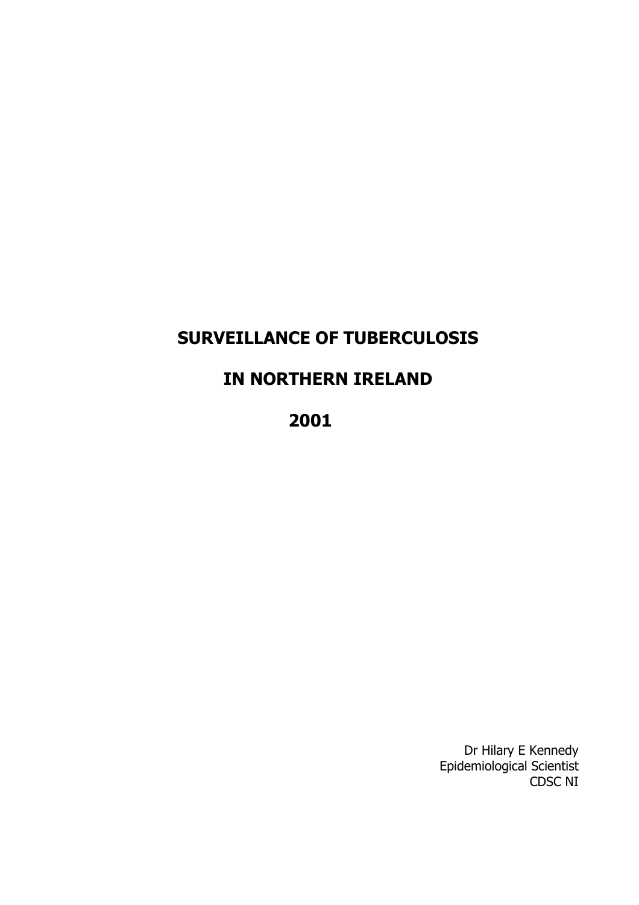# SURVEILLANCE OF TUBERCULOSIS

# IN NORTHERN IRELAND

# 2001

Dr Hilary E Kennedy
Epidemiological Scientist
CDSC NI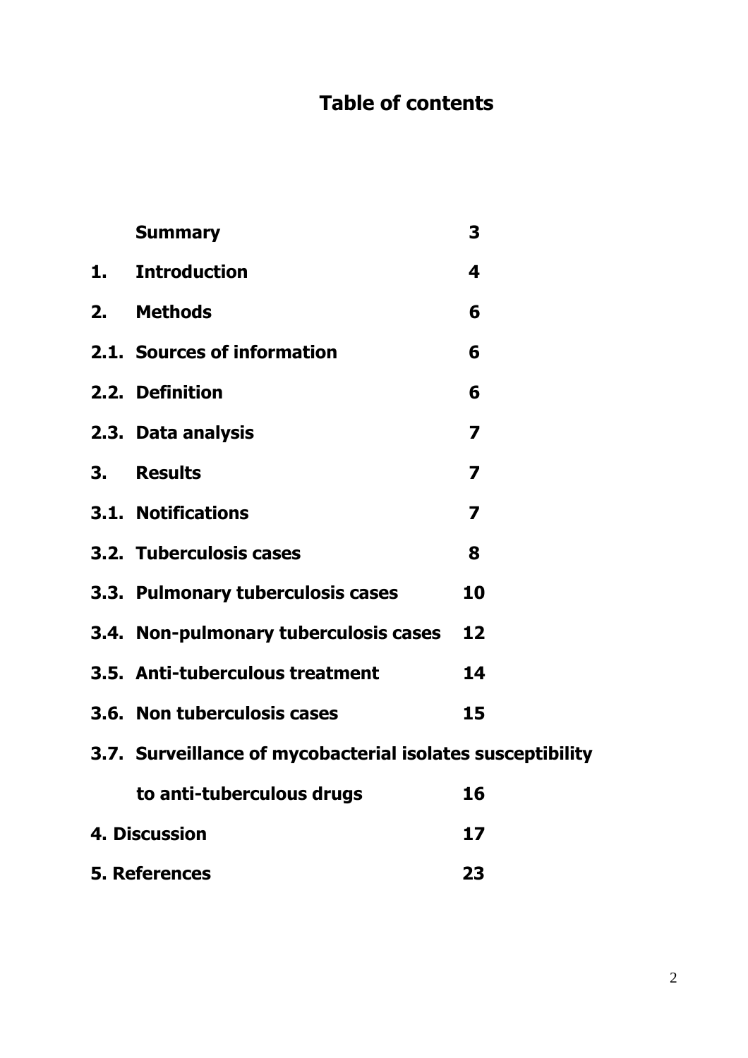# Table of contents

| | | |
|---|---|---|
| | **Summary** | **3** |
| **1.** | **Introduction** | **4** |
| **2.** | **Methods** | **6** |
| **2.1.** | **Sources of information** | **6** |
| **2.2.** | **Definition** | **6** |
| **2.3.** | **Data analysis** | **7** |
| **3.** | **Results** | **7** |
| **3.1.** | **Notifications** | **7** |
| **3.2.** | **Tuberculosis cases** | **8** |
| **3.3.** | **Pulmonary tuberculosis cases** | **10** |
| **3.4.** | **Non-pulmonary tuberculosis cases** | **12** |
| **3.5.** | **Anti-tuberculous treatment** | **14** |
| **3.6.** | **Non tuberculosis cases** | **15** |
| **3.7.** | **Surveillance of mycobacterial isolates susceptibility to anti-tuberculous drugs** | **16** |
| **4.** | **Discussion** | **17** |
| **5.** | **References** | **23** |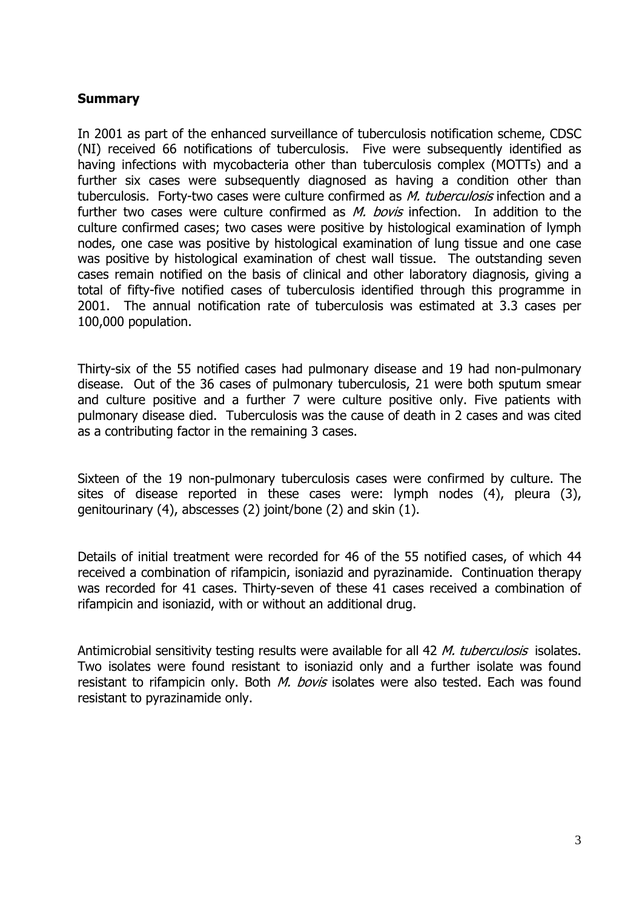## Summary

In 2001 as part of the enhanced surveillance of tuberculosis notification scheme, CDSC (NI) received 66 notifications of tuberculosis. Five were subsequently identified as having infections with mycobacteria other than tuberculosis complex (MOTTs) and a further six cases were subsequently diagnosed as having a condition other than tuberculosis. Forty-two cases were culture confirmed as *M. tuberculosis* infection and a further two cases were culture confirmed as *M. bovis* infection. In addition to the culture confirmed cases; two cases were positive by histological examination of lymph nodes, one case was positive by histological examination of lung tissue and one case was positive by histological examination of chest wall tissue. The outstanding seven cases remain notified on the basis of clinical and other laboratory diagnosis, giving a total of fifty-five notified cases of tuberculosis identified through this programme in 2001. The annual notification rate of tuberculosis was estimated at 3.3 cases per 100,000 population.

Thirty-six of the 55 notified cases had pulmonary disease and 19 had non-pulmonary disease. Out of the 36 cases of pulmonary tuberculosis, 21 were both sputum smear and culture positive and a further 7 were culture positive only. Five patients with pulmonary disease died. Tuberculosis was the cause of death in 2 cases and was cited as a contributing factor in the remaining 3 cases.

Sixteen of the 19 non-pulmonary tuberculosis cases were confirmed by culture. The sites of disease reported in these cases were: lymph nodes (4), pleura (3), genitourinary (4), abscesses (2) joint/bone (2) and skin (1).

Details of initial treatment were recorded for 46 of the 55 notified cases, of which 44 received a combination of rifampicin, isoniazid and pyrazinamide. Continuation therapy was recorded for 41 cases. Thirty-seven of these 41 cases received a combination of rifampicin and isoniazid, with or without an additional drug.

Antimicrobial sensitivity testing results were available for all 42 *M. tuberculosis* isolates. Two isolates were found resistant to isoniazid only and a further isolate was found resistant to rifampicin only. Both *M. bovis* isolates were also tested. Each was found resistant to pyrazinamide only.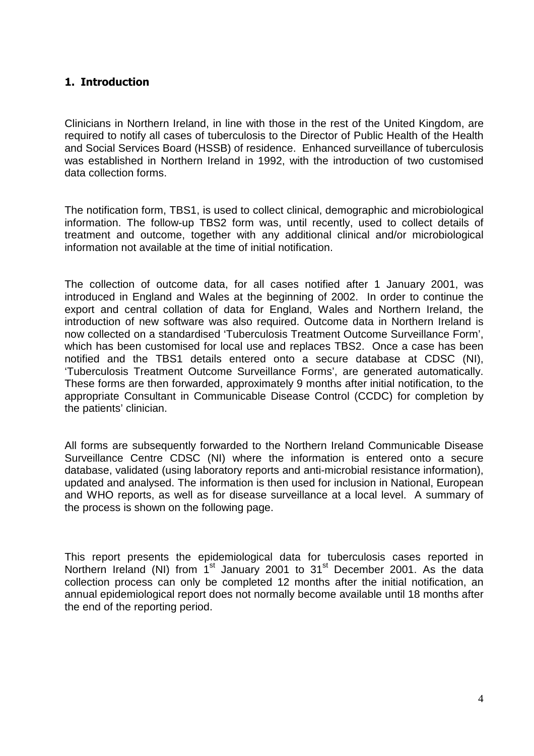## 1. Introduction

Clinicians in Northern Ireland, in line with those in the rest of the United Kingdom, are required to notify all cases of tuberculosis to the Director of Public Health of the Health and Social Services Board (HSSB) of residence. Enhanced surveillance of tuberculosis was established in Northern Ireland in 1992, with the introduction of two customised data collection forms.

The notification form, TBS1, is used to collect clinical, demographic and microbiological information. The follow-up TBS2 form was, until recently, used to collect details of treatment and outcome, together with any additional clinical and/or microbiological information not available at the time of initial notification.

The collection of outcome data, for all cases notified after 1 January 2001, was introduced in England and Wales at the beginning of 2002. In order to continue the export and central collation of data for England, Wales and Northern Ireland, the introduction of new software was also required. Outcome data in Northern Ireland is now collected on a standardised 'Tuberculosis Treatment Outcome Surveillance Form', which has been customised for local use and replaces TBS2. Once a case has been notified and the TBS1 details entered onto a secure database at CDSC (NI), 'Tuberculosis Treatment Outcome Surveillance Forms', are generated automatically. These forms are then forwarded, approximately 9 months after initial notification, to the appropriate Consultant in Communicable Disease Control (CCDC) for completion by the patients' clinician.

All forms are subsequently forwarded to the Northern Ireland Communicable Disease Surveillance Centre CDSC (NI) where the information is entered onto a secure database, validated (using laboratory reports and anti-microbial resistance information), updated and analysed. The information is then used for inclusion in National, European and WHO reports, as well as for disease surveillance at a local level. A summary of the process is shown on the following page.

This report presents the epidemiological data for tuberculosis cases reported in Northern Ireland (NI) from 1st January 2001 to 31st December 2001. As the data collection process can only be completed 12 months after the initial notification, an annual epidemiological report does not normally become available until 18 months after the end of the reporting period.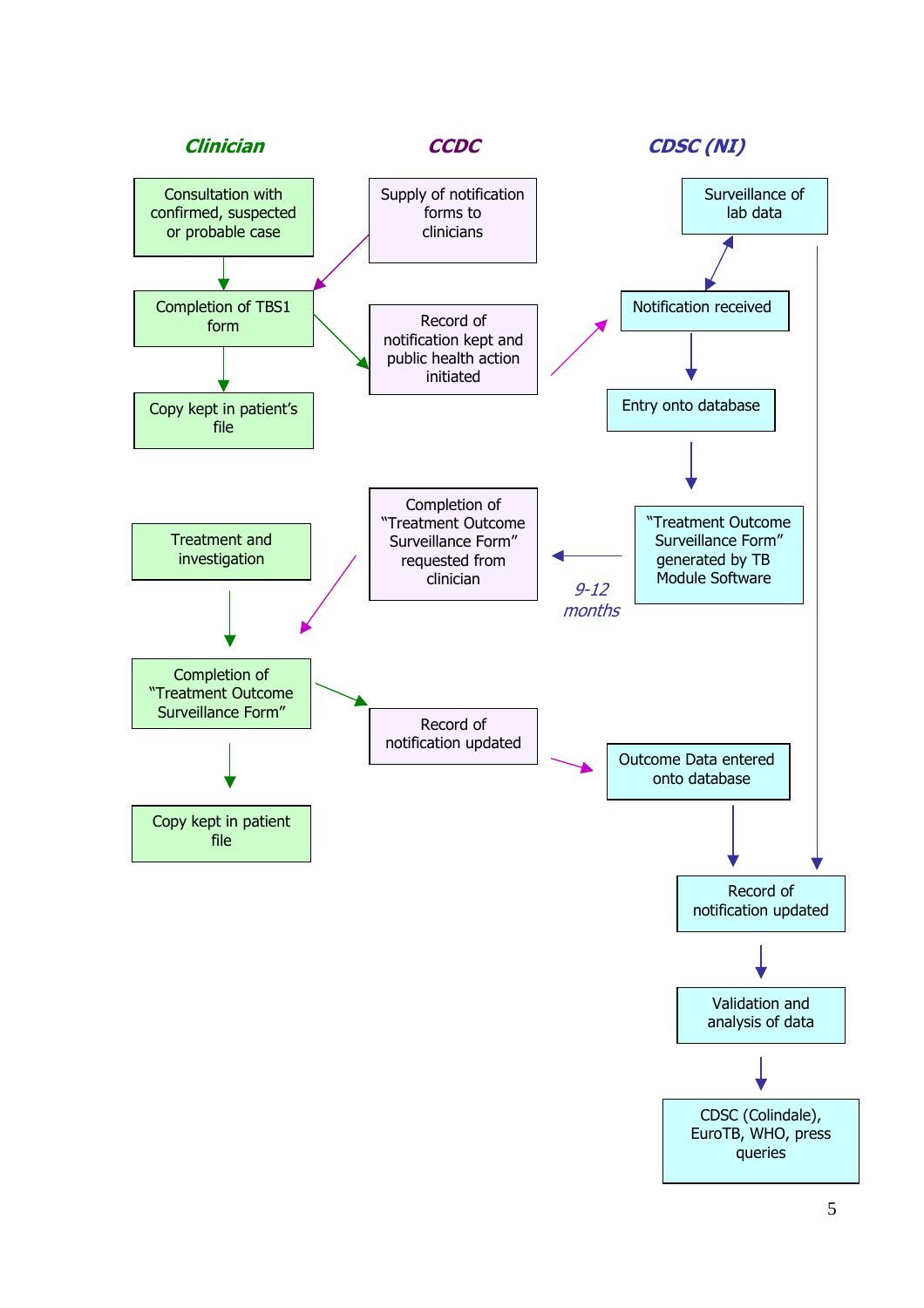*Clinician*

*CCDC*

*CDSC (NI)*

Consultation with confirmed, suspected or probable case

Supply of notification forms to clinicians

Surveillance of lab data

Completion of TBS1 form

Record of notification kept and public health action initiated

Notification received

Copy kept in patient's file

Entry onto database

Treatment and investigation

Completion of "Treatment Outcome Surveillance Form" requested from clinician

"Treatment Outcome Surveillance Form" generated by TB Module Software

*9-12 months*

Completion of "Treatment Outcome Surveillance Form"

Record of notification updated

Outcome Data entered onto database

Copy kept in patient file

Record of notification updated

Validation and analysis of data

CDSC (Colindale), EuroTB, WHO, press queries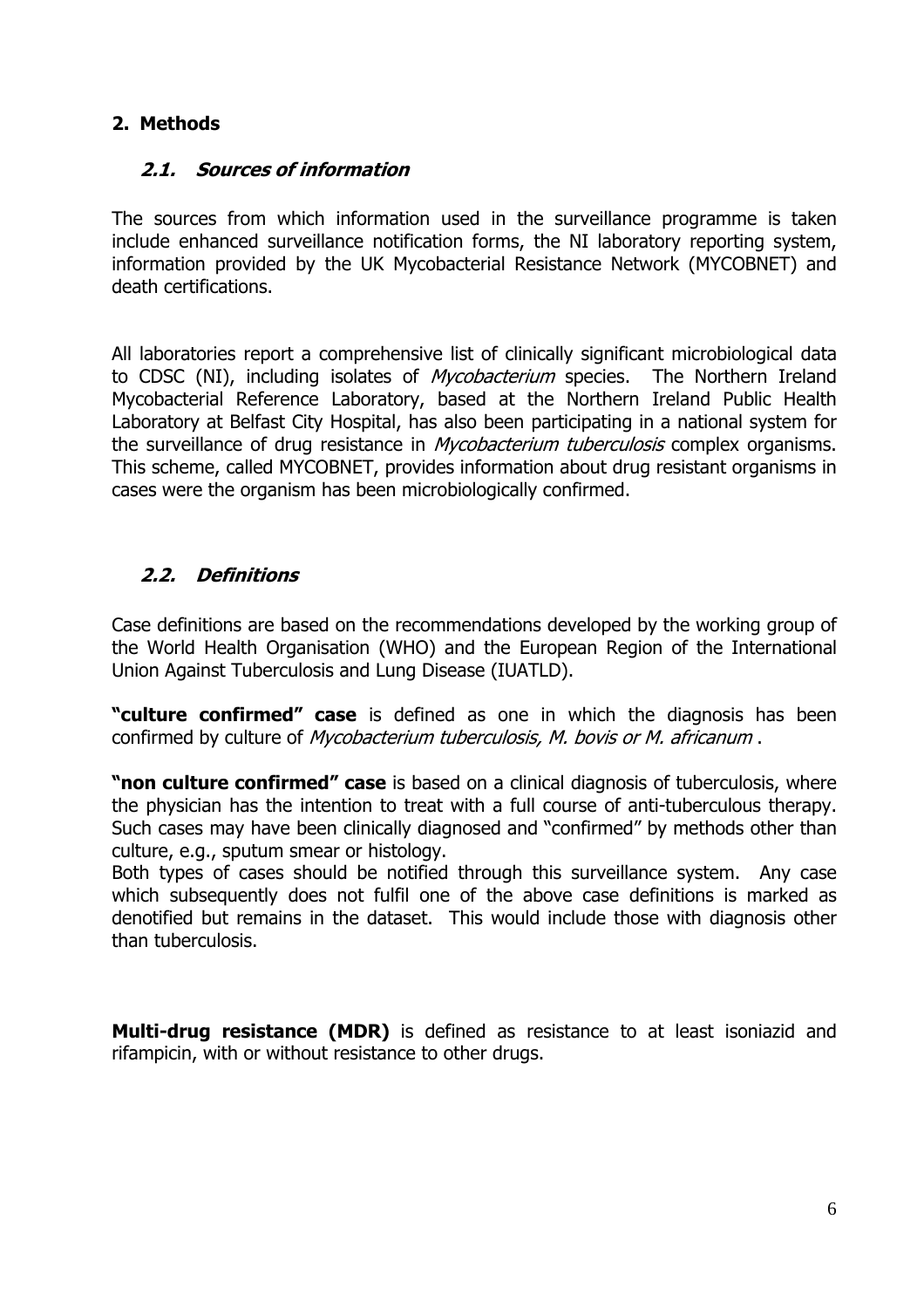## 2. Methods

### *2.1. Sources of information*

The sources from which information used in the surveillance programme is taken include enhanced surveillance notification forms, the NI laboratory reporting system, information provided by the UK Mycobacterial Resistance Network (MYCOBNET) and death certifications.

All laboratories report a comprehensive list of clinically significant microbiological data to CDSC (NI), including isolates of *Mycobacterium* species. The Northern Ireland Mycobacterial Reference Laboratory, based at the Northern Ireland Public Health Laboratory at Belfast City Hospital, has also been participating in a national system for the surveillance of drug resistance in *Mycobacterium tuberculosis* complex organisms. This scheme, called MYCOBNET, provides information about drug resistant organisms in cases were the organism has been microbiologically confirmed.

### *2.2. Definitions*

Case definitions are based on the recommendations developed by the working group of the World Health Organisation (WHO) and the European Region of the International Union Against Tuberculosis and Lung Disease (IUATLD).

**"culture confirmed" case** is defined as one in which the diagnosis has been confirmed by culture of *Mycobacterium tuberculosis, M. bovis or M. africanum* .

**"non culture confirmed" case** is based on a clinical diagnosis of tuberculosis, where the physician has the intention to treat with a full course of anti-tuberculous therapy. Such cases may have been clinically diagnosed and "confirmed" by methods other than culture, e.g., sputum smear or histology.
Both types of cases should be notified through this surveillance system. Any case which subsequently does not fulfil one of the above case definitions is marked as denotified but remains in the dataset. This would include those with diagnosis other than tuberculosis.

**Multi-drug resistance (MDR)** is defined as resistance to at least isoniazid and rifampicin, with or without resistance to other drugs.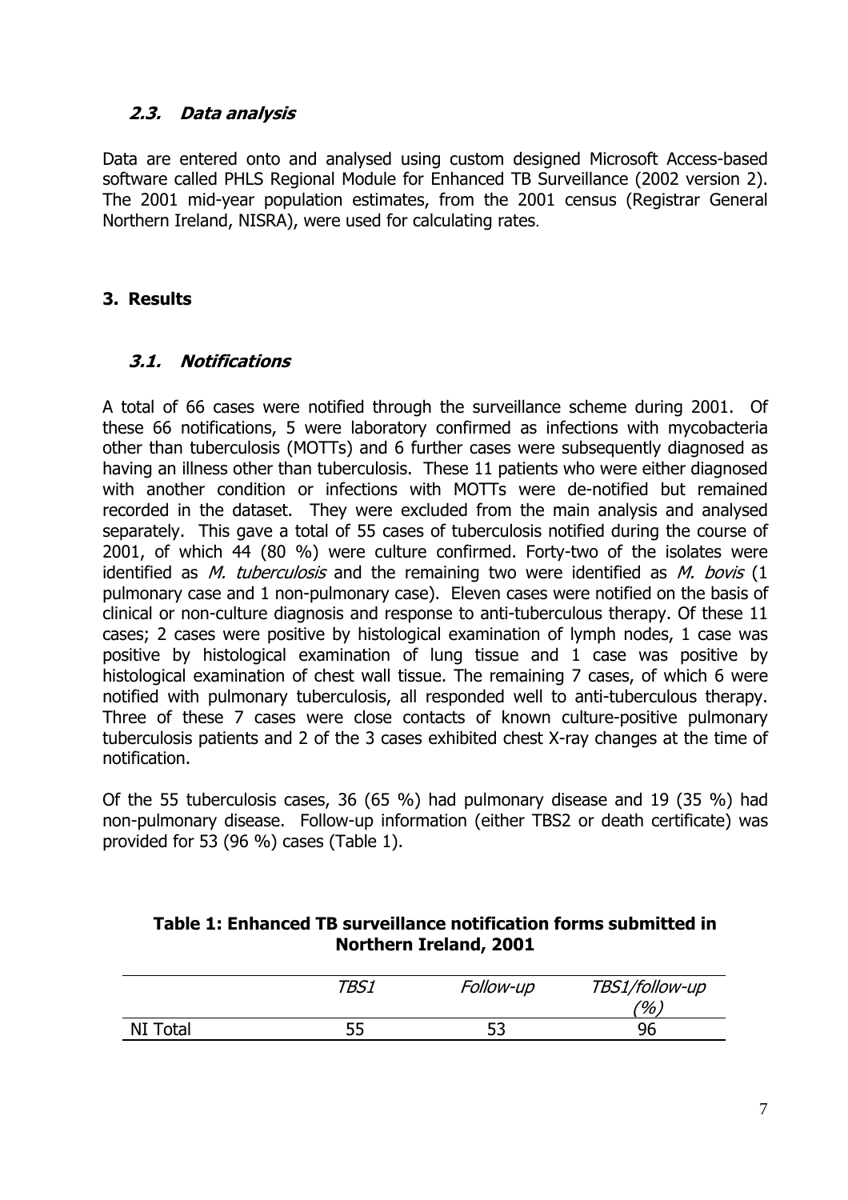### *2.3. Data analysis*

Data are entered onto and analysed using custom designed Microsoft Access-based software called PHLS Regional Module for Enhanced TB Surveillance (2002 version 2). The 2001 mid-year population estimates, from the 2001 census (Registrar General Northern Ireland, NISRA), were used for calculating rates.

## 3. Results

### *3.1. Notifications*

A total of 66 cases were notified through the surveillance scheme during 2001. Of these 66 notifications, 5 were laboratory confirmed as infections with mycobacteria other than tuberculosis (MOTTs) and 6 further cases were subsequently diagnosed as having an illness other than tuberculosis. These 11 patients who were either diagnosed with another condition or infections with MOTTs were de-notified but remained recorded in the dataset. They were excluded from the main analysis and analysed separately. This gave a total of 55 cases of tuberculosis notified during the course of 2001, of which 44 (80 %) were culture confirmed. Forty-two of the isolates were identified as *M. tuberculosis* and the remaining two were identified as *M. bovis* (1 pulmonary case and 1 non-pulmonary case). Eleven cases were notified on the basis of clinical or non-culture diagnosis and response to anti-tuberculous therapy. Of these 11 cases; 2 cases were positive by histological examination of lymph nodes, 1 case was positive by histological examination of lung tissue and 1 case was positive by histological examination of chest wall tissue. The remaining 7 cases, of which 6 were notified with pulmonary tuberculosis, all responded well to anti-tuberculous therapy. Three of these 7 cases were close contacts of known culture-positive pulmonary tuberculosis patients and 2 of the 3 cases exhibited chest X-ray changes at the time of notification.

Of the 55 tuberculosis cases, 36 (65 %) had pulmonary disease and 19 (35 %) had non-pulmonary disease. Follow-up information (either TBS2 or death certificate) was provided for 53 (96 %) cases (Table 1).

**Table 1: Enhanced TB surveillance notification forms submitted in Northern Ireland, 2001**

| | *TBS1* | *Follow-up* | *TBS1/follow-up (%)* |
|---|---|---|---|
| NI Total | 55 | 53 | 96 |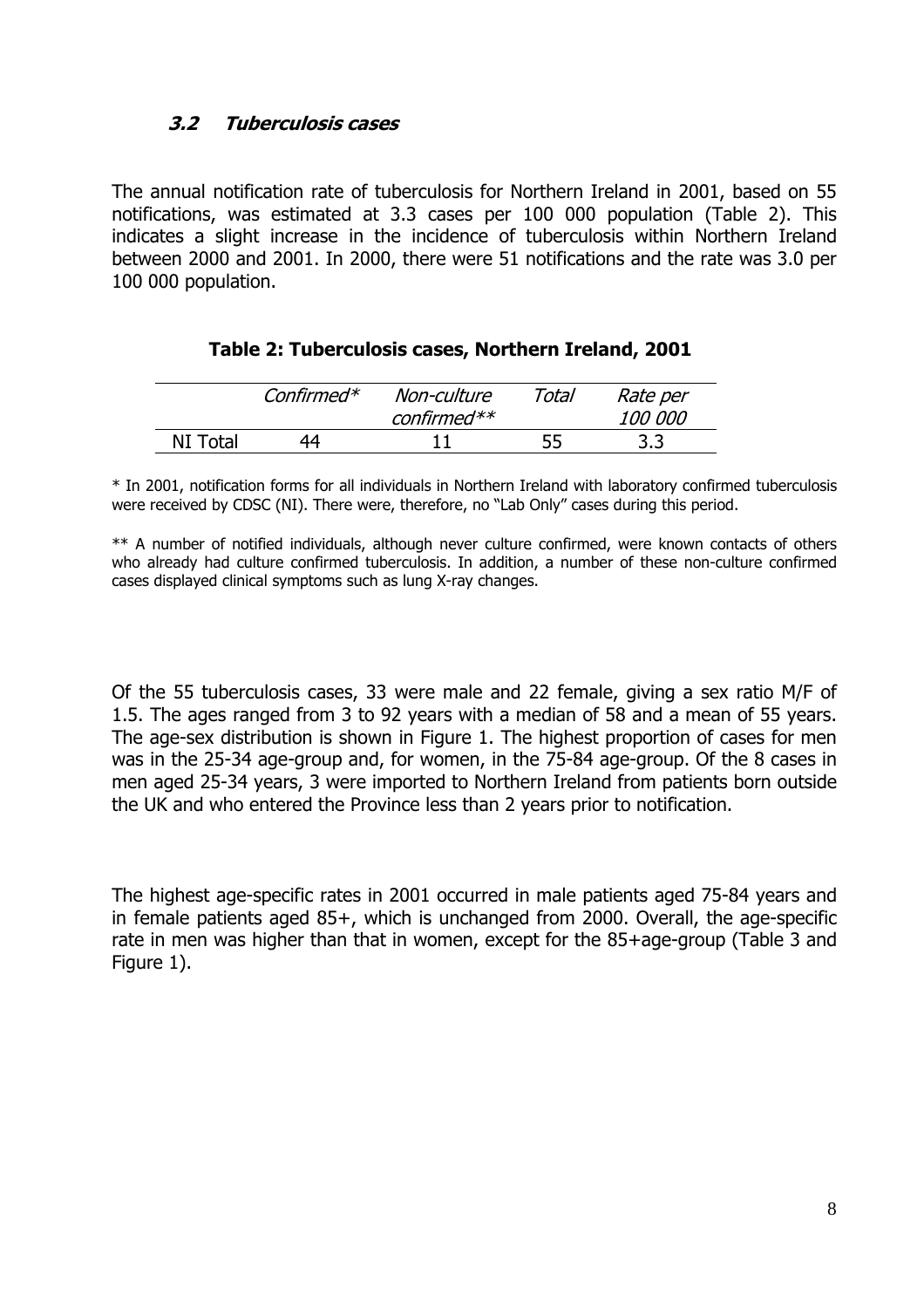### *3.2 Tuberculosis cases*

The annual notification rate of tuberculosis for Northern Ireland in 2001, based on 55 notifications, was estimated at 3.3 cases per 100 000 population (Table 2). This indicates a slight increase in the incidence of tuberculosis within Northern Ireland between 2000 and 2001. In 2000, there were 51 notifications and the rate was 3.0 per 100 000 population.

**Table 2: Tuberculosis cases, Northern Ireland, 2001**

| | *Confirmed** | *Non-culture confirmed*** | *Total* | *Rate per 100 000* |
|---|---|---|---|---|
| NI Total | 44 | 11 | 55 | 3.3 |

* In 2001, notification forms for all individuals in Northern Ireland with laboratory confirmed tuberculosis were received by CDSC (NI). There were, therefore, no "Lab Only" cases during this period.

** A number of notified individuals, although never culture confirmed, were known contacts of others who already had culture confirmed tuberculosis. In addition, a number of these non-culture confirmed cases displayed clinical symptoms such as lung X-ray changes.

Of the 55 tuberculosis cases, 33 were male and 22 female, giving a sex ratio M/F of 1.5. The ages ranged from 3 to 92 years with a median of 58 and a mean of 55 years. The age-sex distribution is shown in Figure 1. The highest proportion of cases for men was in the 25-34 age-group and, for women, in the 75-84 age-group. Of the 8 cases in men aged 25-34 years, 3 were imported to Northern Ireland from patients born outside the UK and who entered the Province less than 2 years prior to notification.

The highest age-specific rates in 2001 occurred in male patients aged 75-84 years and in female patients aged 85+, which is unchanged from 2000. Overall, the age-specific rate in men was higher than that in women, except for the 85+age-group (Table 3 and Figure 1).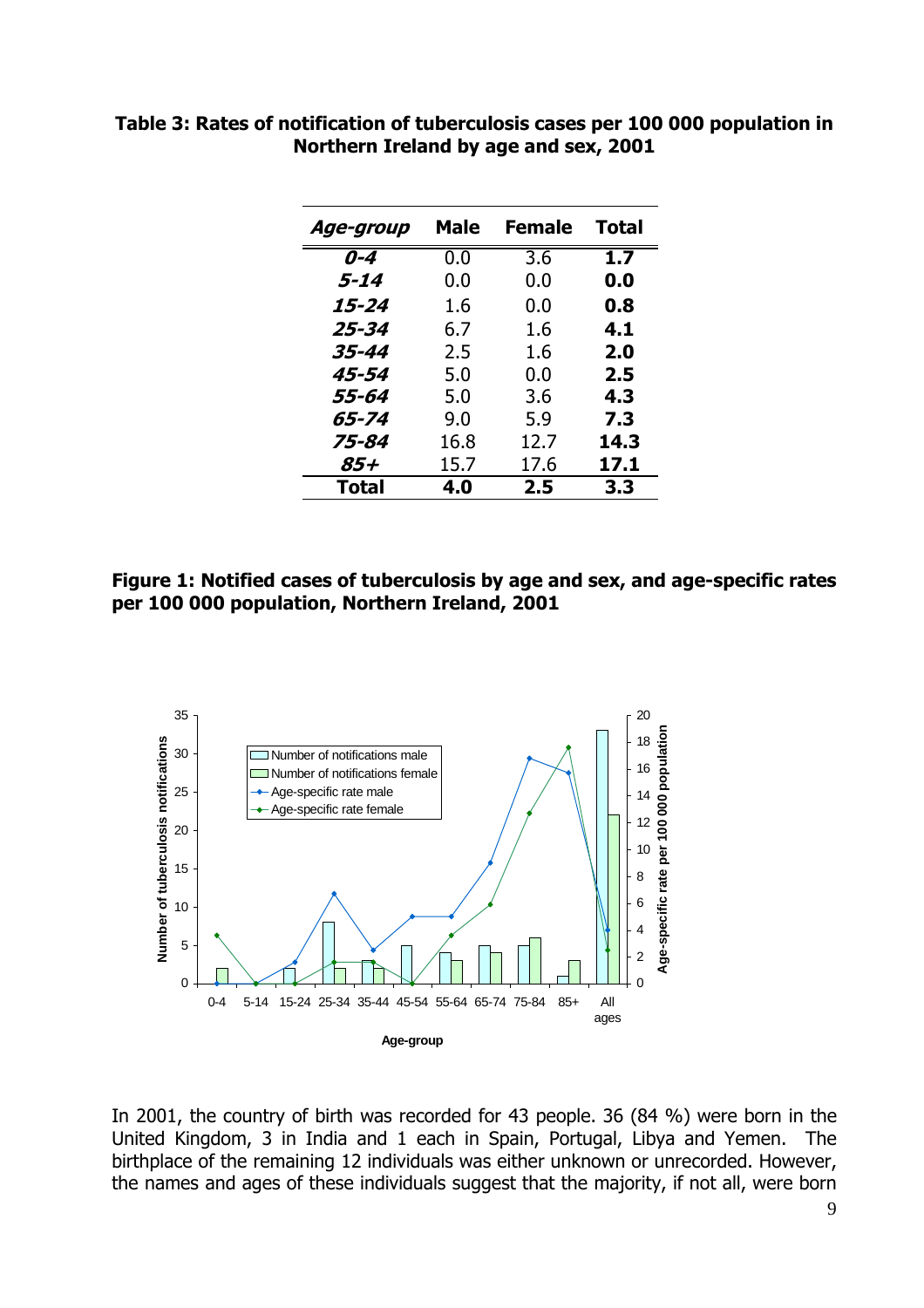**Table 3: Rates of notification of tuberculosis cases per 100 000 population in Northern Ireland by age and sex, 2001**

| *Age-group* | Male | Female | Total |
|---|---|---|---|
| ***0-4*** | 0.0 | 3.6 | **1.7** |
| ***5-14*** | 0.0 | 0.0 | **0.0** |
| ***15-24*** | 1.6 | 0.0 | **0.8** |
| ***25-34*** | 6.7 | 1.6 | **4.1** |
| ***35-44*** | 2.5 | 1.6 | **2.0** |
| ***45-54*** | 5.0 | 0.0 | **2.5** |
| ***55-64*** | 5.0 | 3.6 | **4.3** |
| ***65-74*** | 9.0 | 5.9 | **7.3** |
| ***75-84*** | 16.8 | 12.7 | **14.3** |
| ***85+*** | 15.7 | 17.6 | **17.1** |
| **Total** | **4.0** | **2.5** | **3.3** |

**Figure 1: Notified cases of tuberculosis by age and sex, and age-specific rates per 100 000 population, Northern Ireland, 2001**

Number of tuberculosis notifications

35
30
25
20
15
10
5
0

Age-specific rate per 100 000 population

20
18
16
14
12
10
8
6
4
2
0

Number of notifications male
Number of notifications female
Age-specific rate male
Age-specific rate female

0-4 5-14 15-24 25-34 35-44 45-54 55-64 65-74 75-84 85+ All ages

Age-group

In 2001, the country of birth was recorded for 43 people. 36 (84 %) were born in the United Kingdom, 3 in India and 1 each in Spain, Portugal, Libya and Yemen. The birthplace of the remaining 12 individuals was either unknown or unrecorded. However, the names and ages of these individuals suggest that the majority, if not all, were born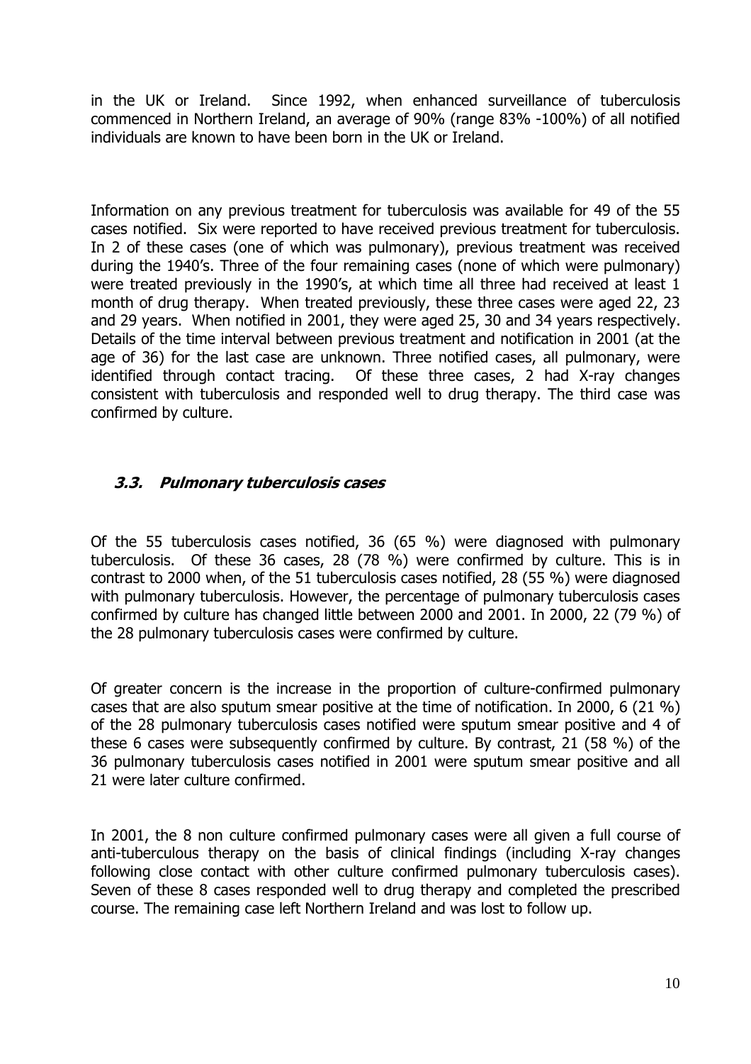in the UK or Ireland. Since 1992, when enhanced surveillance of tuberculosis commenced in Northern Ireland, an average of 90% (range 83% -100%) of all notified individuals are known to have been born in the UK or Ireland.

Information on any previous treatment for tuberculosis was available for 49 of the 55 cases notified. Six were reported to have received previous treatment for tuberculosis. In 2 of these cases (one of which was pulmonary), previous treatment was received during the 1940's. Three of the four remaining cases (none of which were pulmonary) were treated previously in the 1990's, at which time all three had received at least 1 month of drug therapy. When treated previously, these three cases were aged 22, 23 and 29 years. When notified in 2001, they were aged 25, 30 and 34 years respectively. Details of the time interval between previous treatment and notification in 2001 (at the age of 36) for the last case are unknown. Three notified cases, all pulmonary, were identified through contact tracing. Of these three cases, 2 had X-ray changes consistent with tuberculosis and responded well to drug therapy. The third case was confirmed by culture.

### *3.3. Pulmonary tuberculosis cases*

Of the 55 tuberculosis cases notified, 36 (65 %) were diagnosed with pulmonary tuberculosis. Of these 36 cases, 28 (78 %) were confirmed by culture. This is in contrast to 2000 when, of the 51 tuberculosis cases notified, 28 (55 %) were diagnosed with pulmonary tuberculosis. However, the percentage of pulmonary tuberculosis cases confirmed by culture has changed little between 2000 and 2001. In 2000, 22 (79 %) of the 28 pulmonary tuberculosis cases were confirmed by culture.

Of greater concern is the increase in the proportion of culture-confirmed pulmonary cases that are also sputum smear positive at the time of notification. In 2000, 6 (21 %) of the 28 pulmonary tuberculosis cases notified were sputum smear positive and 4 of these 6 cases were subsequently confirmed by culture. By contrast, 21 (58 %) of the 36 pulmonary tuberculosis cases notified in 2001 were sputum smear positive and all 21 were later culture confirmed.

In 2001, the 8 non culture confirmed pulmonary cases were all given a full course of anti-tuberculous therapy on the basis of clinical findings (including X-ray changes following close contact with other culture confirmed pulmonary tuberculosis cases). Seven of these 8 cases responded well to drug therapy and completed the prescribed course. The remaining case left Northern Ireland and was lost to follow up.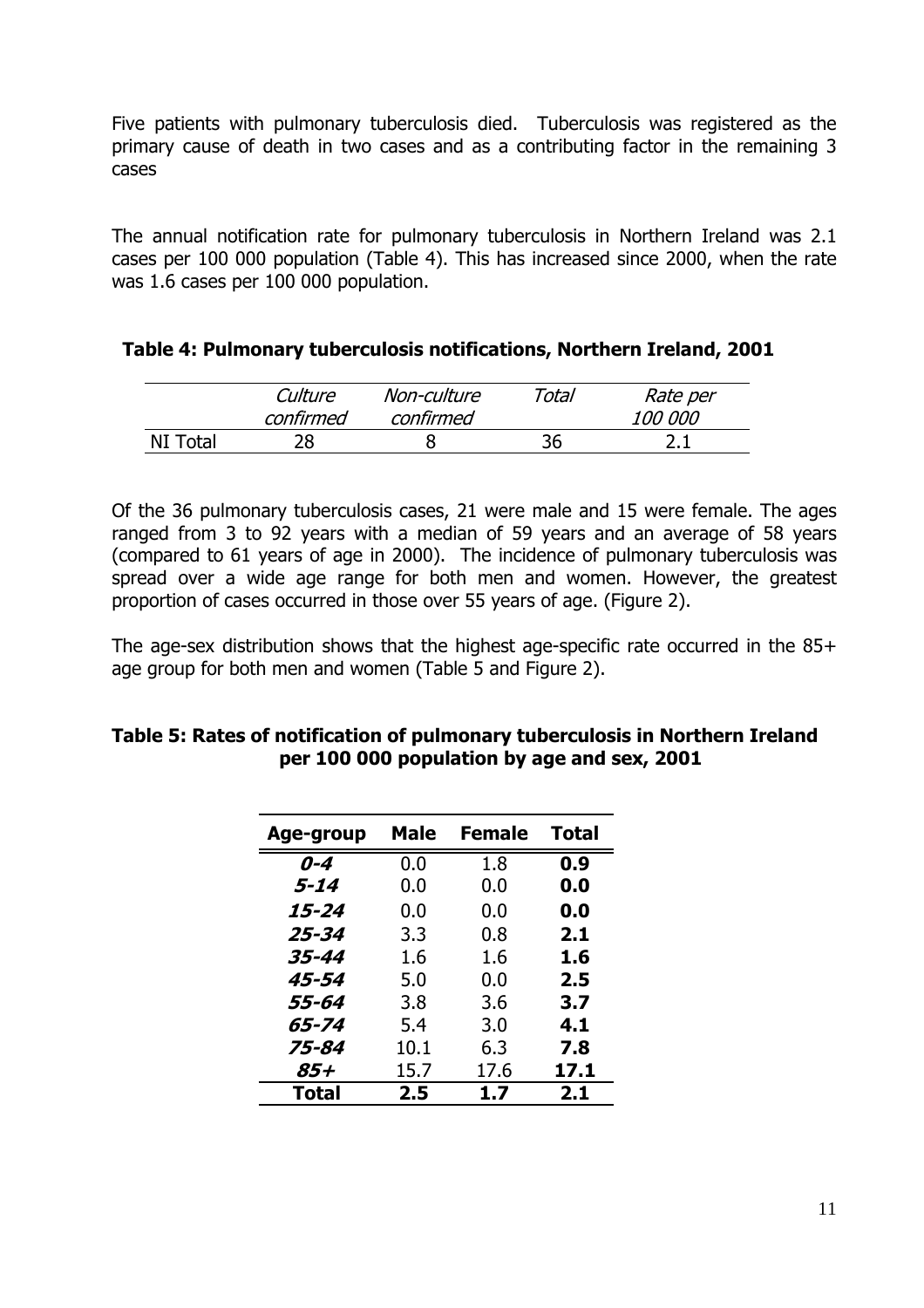Five patients with pulmonary tuberculosis died. Tuberculosis was registered as the primary cause of death in two cases and as a contributing factor in the remaining 3 cases

The annual notification rate for pulmonary tuberculosis in Northern Ireland was 2.1 cases per 100 000 population (Table 4). This has increased since 2000, when the rate was 1.6 cases per 100 000 population.

**Table 4: Pulmonary tuberculosis notifications, Northern Ireland, 2001**

| | *Culture confirmed* | *Non-culture confirmed* | *Total* | *Rate per 100 000* |
|---|---|---|---|---|
| NI Total | 28 | 8 | 36 | 2.1 |

Of the 36 pulmonary tuberculosis cases, 21 were male and 15 were female. The ages ranged from 3 to 92 years with a median of 59 years and an average of 58 years (compared to 61 years of age in 2000). The incidence of pulmonary tuberculosis was spread over a wide age range for both men and women. However, the greatest proportion of cases occurred in those over 55 years of age. (Figure 2).

The age-sex distribution shows that the highest age-specific rate occurred in the 85+ age group for both men and women (Table 5 and Figure 2).

**Table 5: Rates of notification of pulmonary tuberculosis in Northern Ireland per 100 000 population by age and sex, 2001**

| Age-group | Male | Female | Total |
|---|---|---|---|
| ***0-4*** | 0.0 | 1.8 | **0.9** |
| ***5-14*** | 0.0 | 0.0 | **0.0** |
| ***15-24*** | 0.0 | 0.0 | **0.0** |
| ***25-34*** | 3.3 | 0.8 | **2.1** |
| ***35-44*** | 1.6 | 1.6 | **1.6** |
| ***45-54*** | 5.0 | 0.0 | **2.5** |
| ***55-64*** | 3.8 | 3.6 | **3.7** |
| ***65-74*** | 5.4 | 3.0 | **4.1** |
| ***75-84*** | 10.1 | 6.3 | **7.8** |
| ***85+*** | 15.7 | 17.6 | **17.1** |
| **Total** | **2.5** | **1.7** | **2.1** |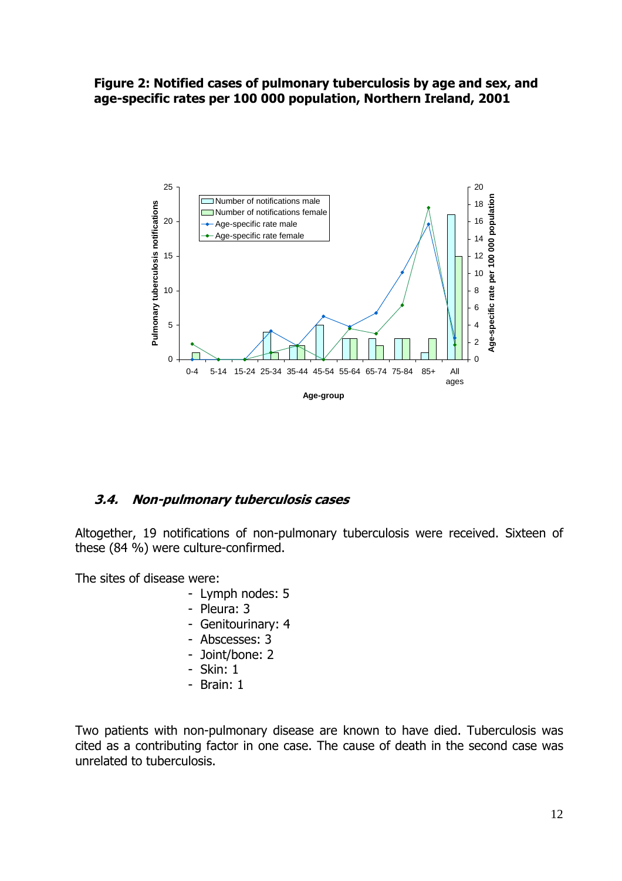**Figure 2: Notified cases of pulmonary tuberculosis by age and sex, and age-specific rates per 100 000 population, Northern Ireland, 2001**

Pulmonary tuberculosis notifications

25
20
15
10
5
0

Age-specific rate per 100 000 population

20
18
16
14
12
10
8
6
4
2
0

Number of notifications male
Number of notifications female
Age-specific rate male
Age-specific rate female

0-4 5-14 15-24 25-34 35-44 45-54 55-64 65-74 75-84 85+ All ages

Age-group

### *3.4. Non-pulmonary tuberculosis cases*

Altogether, 19 notifications of non-pulmonary tuberculosis were received. Sixteen of these (84 %) were culture-confirmed.

The sites of disease were:

- Lymph nodes: 5
- Pleura: 3
- Genitourinary: 4
- Abscesses: 3
- Joint/bone: 2
- Skin: 1
- Brain: 1

Two patients with non-pulmonary disease are known to have died. Tuberculosis was cited as a contributing factor in one case. The cause of death in the second case was unrelated to tuberculosis.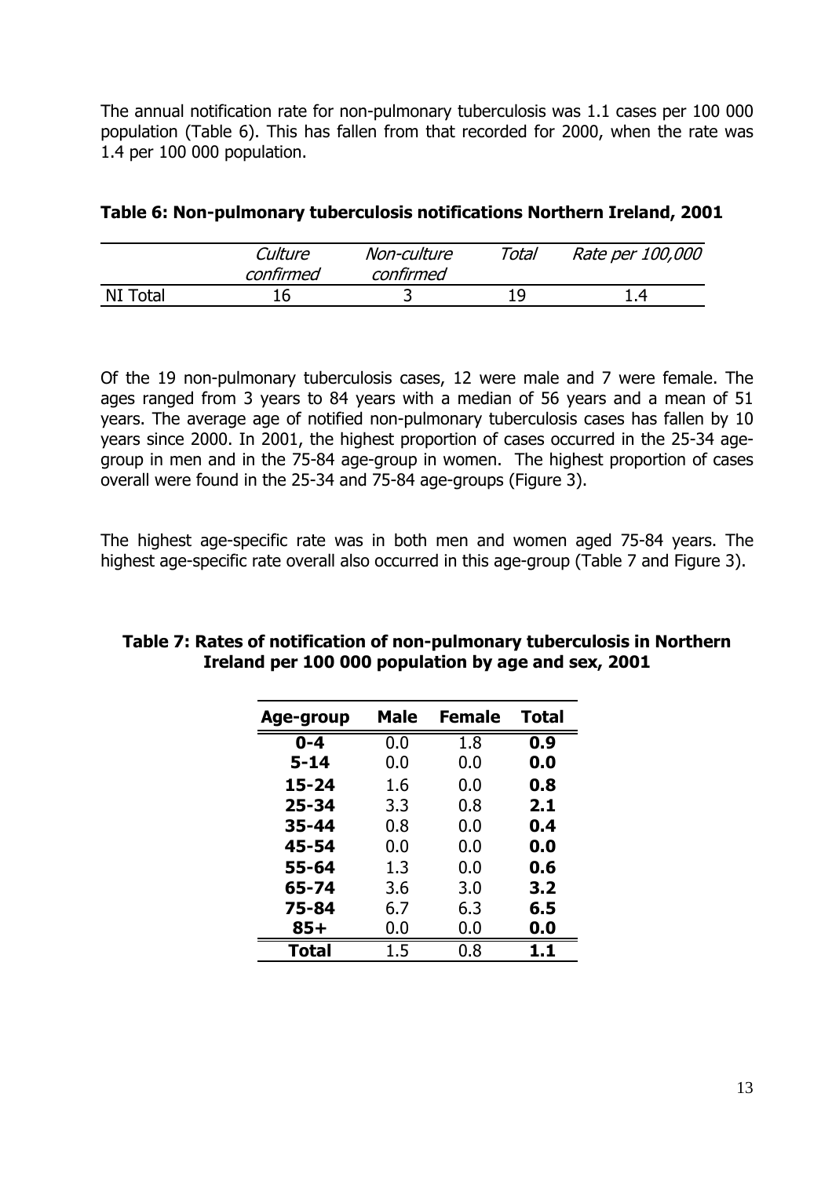The annual notification rate for non-pulmonary tuberculosis was 1.1 cases per 100 000 population (Table 6). This has fallen from that recorded for 2000, when the rate was 1.4 per 100 000 population.

**Table 6: Non-pulmonary tuberculosis notifications Northern Ireland, 2001**

| | *Culture confirmed* | *Non-culture confirmed* | *Total* | *Rate per 100,000* |
|---|---|---|---|---|
| NI Total | 16 | 3 | 19 | 1.4 |

Of the 19 non-pulmonary tuberculosis cases, 12 were male and 7 were female. The ages ranged from 3 years to 84 years with a median of 56 years and a mean of 51 years. The average age of notified non-pulmonary tuberculosis cases has fallen by 10 years since 2000. In 2001, the highest proportion of cases occurred in the 25-34 age-group in men and in the 75-84 age-group in women. The highest proportion of cases overall were found in the 25-34 and 75-84 age-groups (Figure 3).

The highest age-specific rate was in both men and women aged 75-84 years. The highest age-specific rate overall also occurred in this age-group (Table 7 and Figure 3).

**Table 7: Rates of notification of non-pulmonary tuberculosis in Northern Ireland per 100 000 population by age and sex, 2001**

| Age-group | Male | Female | Total |
|---|---|---|---|
| **0-4** | 0.0 | 1.8 | **0.9** |
| **5-14** | 0.0 | 0.0 | **0.0** |
| **15-24** | 1.6 | 0.0 | **0.8** |
| **25-34** | 3.3 | 0.8 | **2.1** |
| **35-44** | 0.8 | 0.0 | **0.4** |
| **45-54** | 0.0 | 0.0 | **0.0** |
| **55-64** | 1.3 | 0.0 | **0.6** |
| **65-74** | 3.6 | 3.0 | **3.2** |
| **75-84** | 6.7 | 6.3 | **6.5** |
| **85+** | 0.0 | 0.0 | **0.0** |
| **Total** | 1.5 | 0.8 | **1.1** |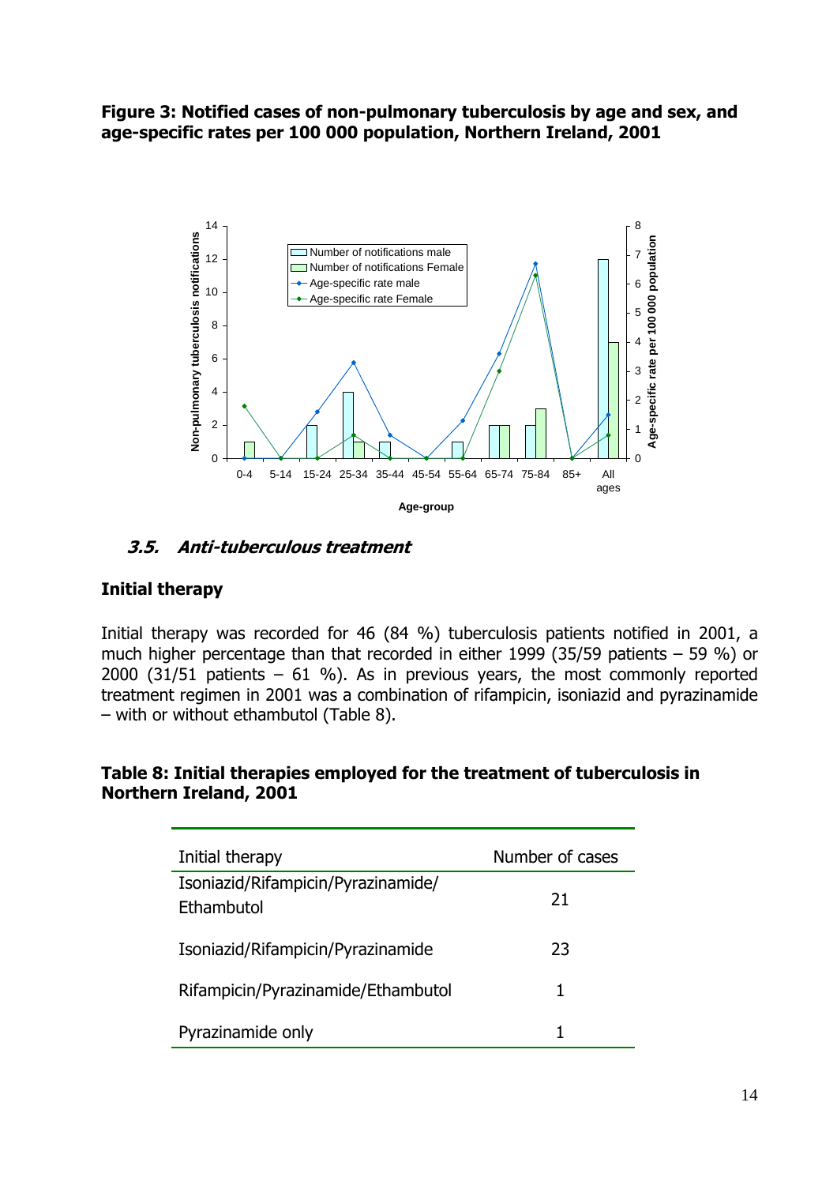**Figure 3: Notified cases of non-pulmonary tuberculosis by age and sex, and age-specific rates per 100 000 population, Northern Ireland, 2001**

Non-pulmonary tuberculosis notifications

14
12
10
8
6
4
2
0

Age-specific rate per 100 000 population

8
7
6
5
4
3
2
1
0

Number of notifications male
Number of notifications Female
Age-specific rate male
Age-specific rate Female

0-4 5-14 15-24 25-34 35-44 45-54 55-64 65-74 75-84 85+ All ages

Age-group

### *3.5. Anti-tuberculous treatment*

#### Initial therapy

Initial therapy was recorded for 46 (84 %) tuberculosis patients notified in 2001, a much higher percentage than that recorded in either 1999 (35/59 patients – 59 %) or 2000 (31/51 patients – 61 %). As in previous years, the most commonly reported treatment regimen in 2001 was a combination of rifampicin, isoniazid and pyrazinamide – with or without ethambutol (Table 8).

**Table 8: Initial therapies employed for the treatment of tuberculosis in Northern Ireland, 2001**

| Initial therapy | Number of cases |
|---|---|
| Isoniazid/Rifampicin/Pyrazinamide/ Ethambutol | 21 |
| Isoniazid/Rifampicin/Pyrazinamide | 23 |
| Rifampicin/Pyrazinamide/Ethambutol | 1 |
| Pyrazinamide only | 1 |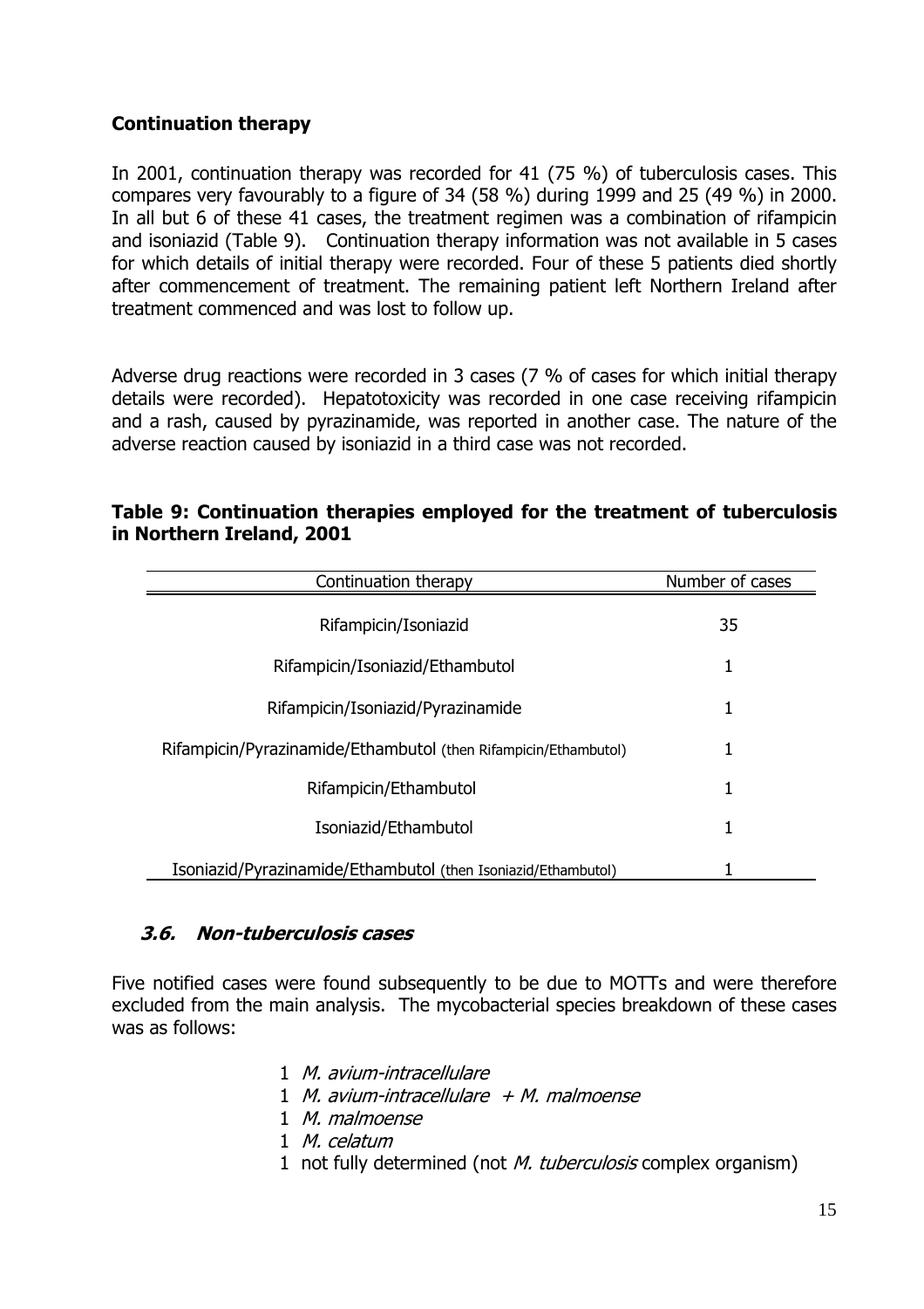### Continuation therapy

In 2001, continuation therapy was recorded for 41 (75 %) of tuberculosis cases. This compares very favourably to a figure of 34 (58 %) during 1999 and 25 (49 %) in 2000. In all but 6 of these 41 cases, the treatment regimen was a combination of rifampicin and isoniazid (Table 9). Continuation therapy information was not available in 5 cases for which details of initial therapy were recorded. Four of these 5 patients died shortly after commencement of treatment. The remaining patient left Northern Ireland after treatment commenced and was lost to follow up.

Adverse drug reactions were recorded in 3 cases (7 % of cases for which initial therapy details were recorded). Hepatotoxicity was recorded in one case receiving rifampicin and a rash, caused by pyrazinamide, was reported in another case. The nature of the adverse reaction caused by isoniazid in a third case was not recorded.

**Table 9: Continuation therapies employed for the treatment of tuberculosis in Northern Ireland, 2001**

| Continuation therapy | Number of cases |
|---|---|
| Rifampicin/Isoniazid | 35 |
| Rifampicin/Isoniazid/Ethambutol | 1 |
| Rifampicin/Isoniazid/Pyrazinamide | 1 |
| Rifampicin/Pyrazinamide/Ethambutol (then Rifampicin/Ethambutol) | 1 |
| Rifampicin/Ethambutol | 1 |
| Isoniazid/Ethambutol | 1 |
| Isoniazid/Pyrazinamide/Ethambutol (then Isoniazid/Ethambutol) | 1 |

## *3.6. Non-tuberculosis cases*

Five notified cases were found subsequently to be due to MOTTs and were therefore excluded from the main analysis. The mycobacterial species breakdown of these cases was as follows:

- 1 *M. avium-intracellulare*
- 1 *M. avium-intracellulare + M. malmoense*
- 1 *M. malmoense*
- 1 *M. celatum*
- 1 not fully determined (not *M. tuberculosis* complex organism)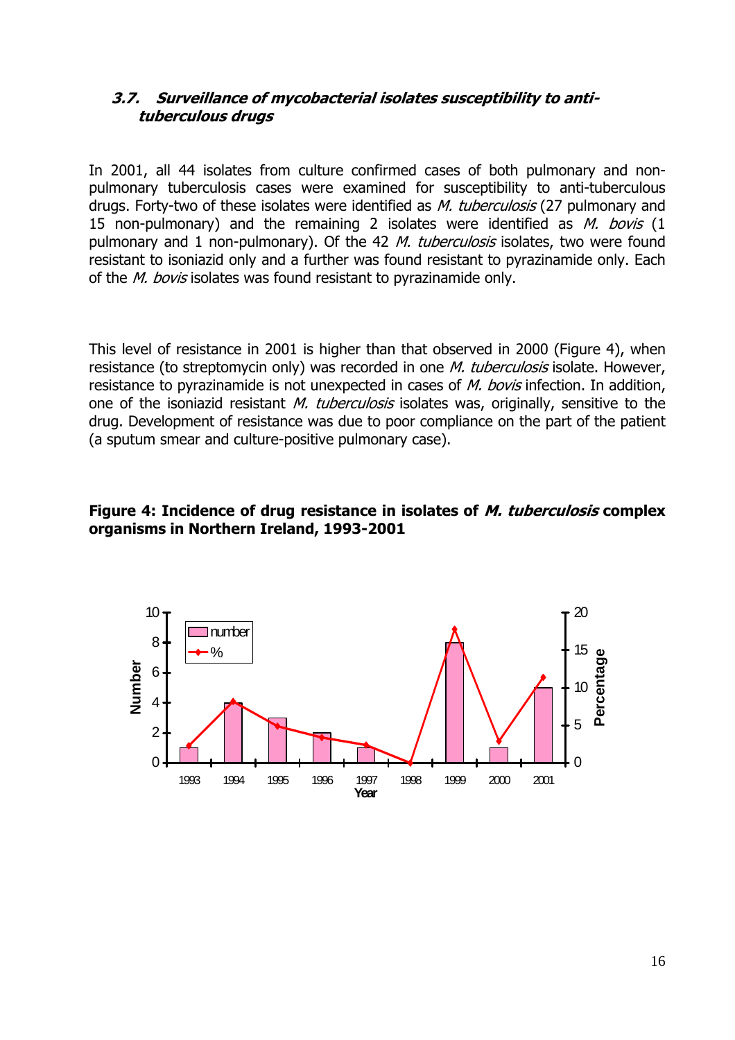### 3.7. Surveillance of mycobacterial isolates susceptibility to anti-tuberculous drugs

In 2001, all 44 isolates from culture confirmed cases of both pulmonary and non-pulmonary tuberculosis cases were examined for susceptibility to anti-tuberculous drugs. Forty-two of these isolates were identified as *M. tuberculosis* (27 pulmonary and 15 non-pulmonary) and the remaining 2 isolates were identified as *M. bovis* (1 pulmonary and 1 non-pulmonary). Of the 42 *M. tuberculosis* isolates, two were found resistant to isoniazid only and a further was found resistant to pyrazinamide only. Each of the *M. bovis* isolates was found resistant to pyrazinamide only.

This level of resistance in 2001 is higher than that observed in 2000 (Figure 4), when resistance (to streptomycin only) was recorded in one *M. tuberculosis* isolate. However, resistance to pyrazinamide is not unexpected in cases of *M. bovis* infection. In addition, one of the isoniazid resistant *M. tuberculosis* isolates was, originally, sensitive to the drug. Development of resistance was due to poor compliance on the part of the patient (a sputum smear and culture-positive pulmonary case).

**Figure 4: Incidence of drug resistance in isolates of *M. tuberculosis* complex organisms in Northern Ireland, 1993-2001**

number
%

Number
0
2
4
6
8
10

Percentage
0
5
10
15
20

1993 1994 1995 1996 1997 1998 1999 2000 2001
Year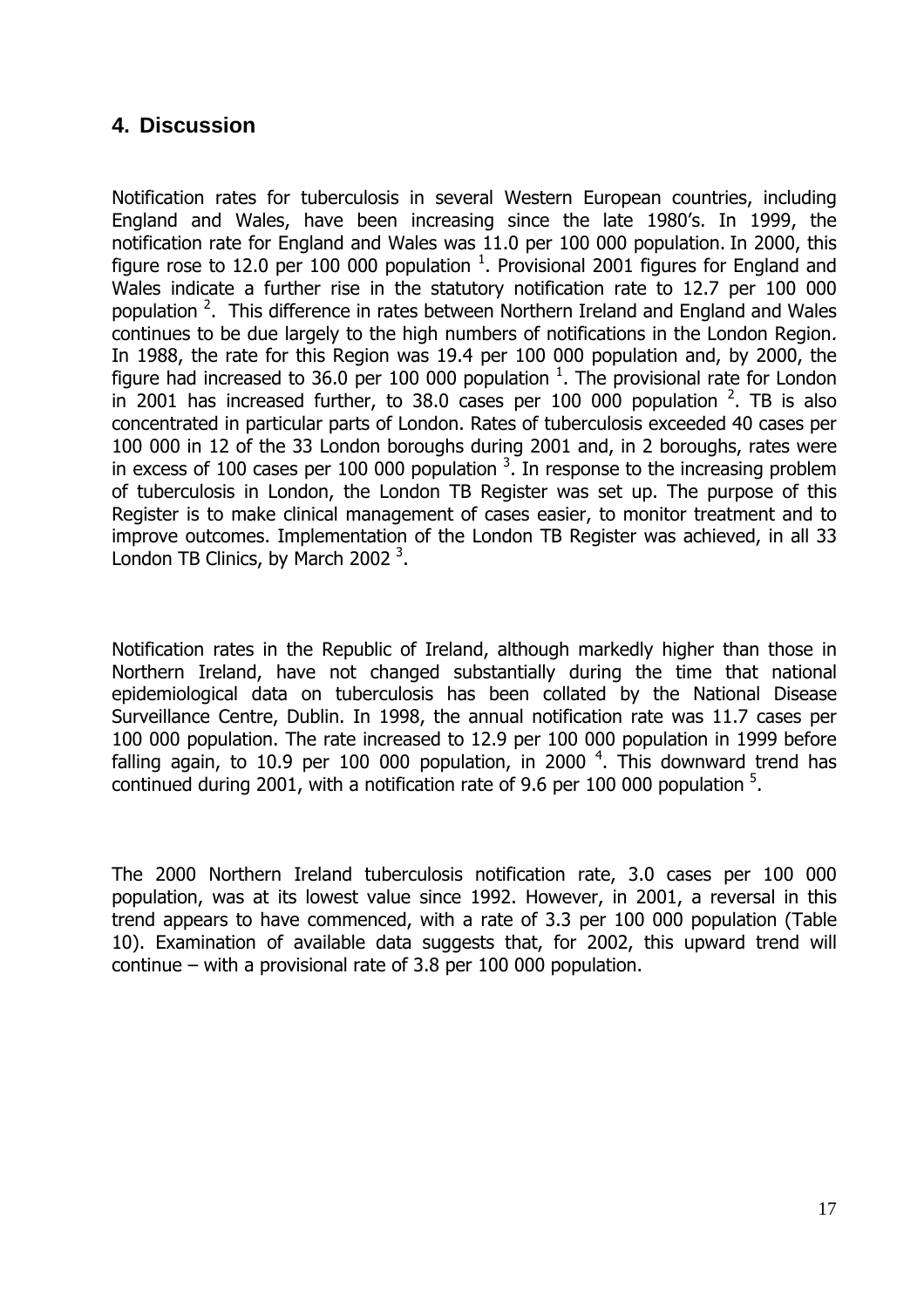## 4. Discussion

Notification rates for tuberculosis in several Western European countries, including England and Wales, have been increasing since the late 1980's. In 1999, the notification rate for England and Wales was 11.0 per 100 000 population. In 2000, this figure rose to 12.0 per 100 000 population [1]. Provisional 2001 figures for England and Wales indicate a further rise in the statutory notification rate to 12.7 per 100 000 population [2]. This difference in rates between Northern Ireland and England and Wales continues to be due largely to the high numbers of notifications in the London Region. In 1988, the rate for this Region was 19.4 per 100 000 population and, by 2000, the figure had increased to 36.0 per 100 000 population [1]. The provisional rate for London in 2001 has increased further, to 38.0 cases per 100 000 population [2]. TB is also concentrated in particular parts of London. Rates of tuberculosis exceeded 40 cases per 100 000 in 12 of the 33 London boroughs during 2001 and, in 2 boroughs, rates were in excess of 100 cases per 100 000 population [3]. In response to the increasing problem of tuberculosis in London, the London TB Register was set up. The purpose of this Register is to make clinical management of cases easier, to monitor treatment and to improve outcomes. Implementation of the London TB Register was achieved, in all 33 London TB Clinics, by March 2002 [3].

Notification rates in the Republic of Ireland, although markedly higher than those in Northern Ireland, have not changed substantially during the time that national epidemiological data on tuberculosis has been collated by the National Disease Surveillance Centre, Dublin. In 1998, the annual notification rate was 11.7 cases per 100 000 population. The rate increased to 12.9 per 100 000 population in 1999 before falling again, to 10.9 per 100 000 population, in 2000 [4]. This downward trend has continued during 2001, with a notification rate of 9.6 per 100 000 population [5].

The 2000 Northern Ireland tuberculosis notification rate, 3.0 cases per 100 000 population, was at its lowest value since 1992. However, in 2001, a reversal in this trend appears to have commenced, with a rate of 3.3 per 100 000 population (Table 10). Examination of available data suggests that, for 2002, this upward trend will continue – with a provisional rate of 3.8 per 100 000 population.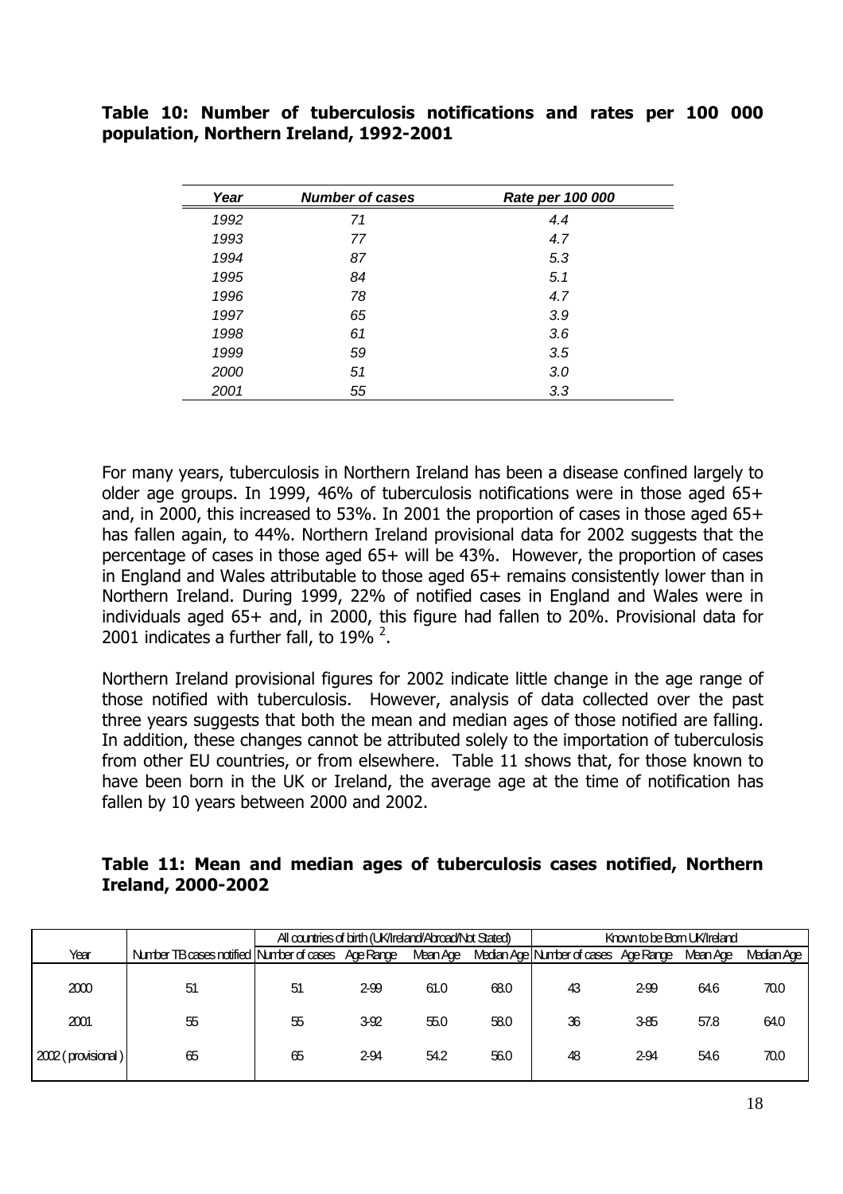**Table 10: Number of tuberculosis notifications and rates per 100 000 population, Northern Ireland, 1992-2001**

| *Year* | *Number of cases* | *Rate per 100 000* |
|---|---|---|
| *1992* | *71* | *4.4* |
| *1993* | *77* | *4.7* |
| *1994* | *87* | *5.3* |
| *1995* | *84* | *5.1* |
| *1996* | *78* | *4.7* |
| *1997* | *65* | *3.9* |
| *1998* | *61* | *3.6* |
| *1999* | *59* | *3.5* |
| *2000* | *51* | *3.0* |
| *2001* | *55* | *3.3* |

For many years, tuberculosis in Northern Ireland has been a disease confined largely to older age groups. In 1999, 46% of tuberculosis notifications were in those aged 65+ and, in 2000, this increased to 53%. In 2001 the proportion of cases in those aged 65+ has fallen again, to 44%. Northern Ireland provisional data for 2002 suggests that the percentage of cases in those aged 65+ will be 43%. However, the proportion of cases in England and Wales attributable to those aged 65+ remains consistently lower than in Northern Ireland. During 1999, 22% of notified cases in England and Wales were in individuals aged 65+ and, in 2000, this figure had fallen to 20%. Provisional data for 2001 indicates a further fall, to 19% [2].

Northern Ireland provisional figures for 2002 indicate little change in the age range of those notified with tuberculosis. However, analysis of data collected over the past three years suggests that both the mean and median ages of those notified are falling. In addition, these changes cannot be attributed solely to the importation of tuberculosis from other EU countries, or from elsewhere. Table 11 shows that, for those known to have been born in the UK or Ireland, the average age at the time of notification has fallen by 10 years between 2000 and 2002.

**Table 11: Mean and median ages of tuberculosis cases notified, Northern Ireland, 2000-2002**

| | | All countries of birth (UK/Ireland/Abroad/Not Stated) | | | | Known to be Born UK/Ireland | | | |
|---|---|---|---|---|---|---|---|---|---|
| Year | Number TB cases notified | Number of cases | Age Range | Mean Age | Median Age | Number of cases | Age Range | Mean Age | Median Age |
| 2000 | 51 | 51 | 2-99 | 61.0 | 68.0 | 43 | 2-99 | 64.6 | 70.0 |
| 2001 | 55 | 55 | 3-92 | 55.0 | 58.0 | 36 | 3-85 | 57.8 | 64.0 |
| 2002 ( provisional ) | 65 | 65 | 2-94 | 54.2 | 56.0 | 48 | 2-94 | 54.6 | 70.0 |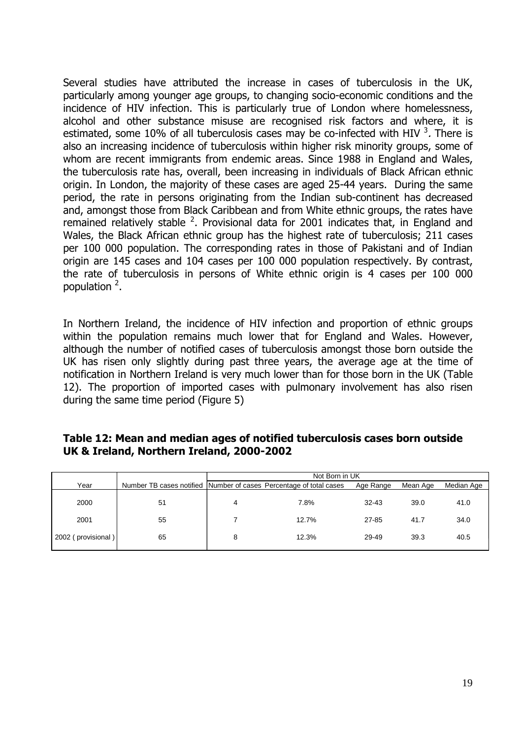Several studies have attributed the increase in cases of tuberculosis in the UK, particularly among younger age groups, to changing socio-economic conditions and the incidence of HIV infection. This is particularly true of London where homelessness, alcohol and other substance misuse are recognised risk factors and where, it is estimated, some 10% of all tuberculosis cases may be co-infected with HIV [3]. There is also an increasing incidence of tuberculosis within higher risk minority groups, some of whom are recent immigrants from endemic areas. Since 1988 in England and Wales, the tuberculosis rate has, overall, been increasing in individuals of Black African ethnic origin. In London, the majority of these cases are aged 25-44 years. During the same period, the rate in persons originating from the Indian sub-continent has decreased and, amongst those from Black Caribbean and from White ethnic groups, the rates have remained relatively stable [2]. Provisional data for 2001 indicates that, in England and Wales, the Black African ethnic group has the highest rate of tuberculosis; 211 cases per 100 000 population. The corresponding rates in those of Pakistani and of Indian origin are 145 cases and 104 cases per 100 000 population respectively. By contrast, the rate of tuberculosis in persons of White ethnic origin is 4 cases per 100 000 population [2].

In Northern Ireland, the incidence of HIV infection and proportion of ethnic groups within the population remains much lower that for England and Wales. However, although the number of notified cases of tuberculosis amongst those born outside the UK has risen only slightly during past three years, the average age at the time of notification in Northern Ireland is very much lower than for those born in the UK (Table 12). The proportion of imported cases with pulmonary involvement has also risen during the same time period (Figure 5)

**Table 12: Mean and median ages of notified tuberculosis cases born outside UK & Ireland, Northern Ireland, 2000-2002**

| | | Not Born in UK | | | | |
|---|---|---|---|---|---|---|
| Year | Number TB cases notified | Number of cases | Percentage of total cases | Age Range | Mean Age | Median Age |
| 2000 | 51 | 4 | 7.8% | 32-43 | 39.0 | 41.0 |
| 2001 | 55 | 7 | 12.7% | 27-85 | 41.7 | 34.0 |
| 2002 ( provisional ) | 65 | 8 | 12.3% | 29-49 | 39.3 | 40.5 |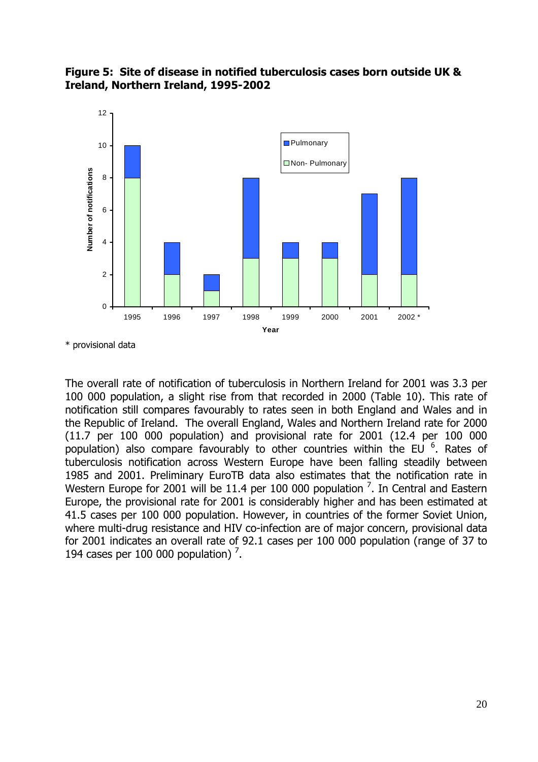**Figure 5: Site of disease in notified tuberculosis cases born outside UK & Ireland, Northern Ireland, 1995-2002**

Number of notifications

12
10
8
6
4
2
0

1995 1996 1997 1998 1999 2000 2001 2002 *

Year

Pulmonary
Non- Pulmonary

\* provisional data

The overall rate of notification of tuberculosis in Northern Ireland for 2001 was 3.3 per 100 000 population, a slight rise from that recorded in 2000 (Table 10). This rate of notification still compares favourably to rates seen in both England and Wales and in the Republic of Ireland. The overall England, Wales and Northern Ireland rate for 2000 (11.7 per 100 000 population) and provisional rate for 2001 (12.4 per 100 000 population) also compare favourably to other countries within the EU [6]. Rates of tuberculosis notification across Western Europe have been falling steadily between 1985 and 2001. Preliminary EuroTB data also estimates that the notification rate in Western Europe for 2001 will be 11.4 per 100 000 population [7]. In Central and Eastern Europe, the provisional rate for 2001 is considerably higher and has been estimated at 41.5 cases per 100 000 population. However, in countries of the former Soviet Union, where multi-drug resistance and HIV co-infection are of major concern, provisional data for 2001 indicates an overall rate of 92.1 cases per 100 000 population (range of 37 to 194 cases per 100 000 population) [7].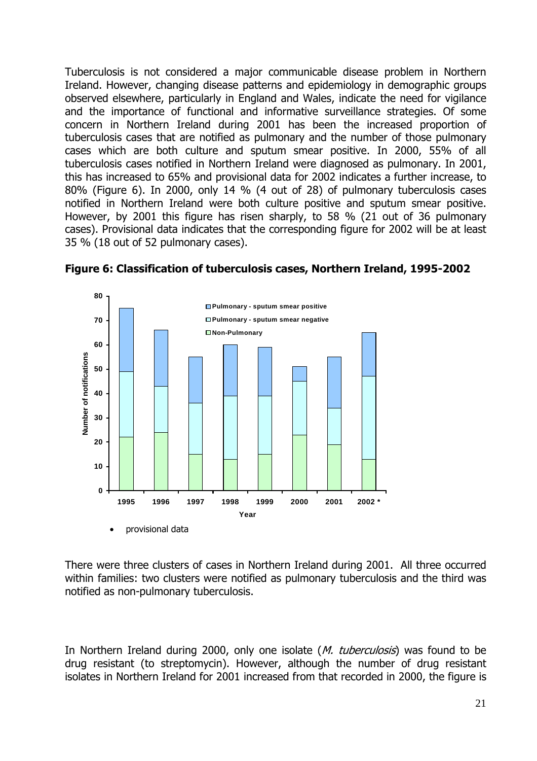Tuberculosis is not considered a major communicable disease problem in Northern Ireland. However, changing disease patterns and epidemiology in demographic groups observed elsewhere, particularly in England and Wales, indicate the need for vigilance and the importance of functional and informative surveillance strategies. Of some concern in Northern Ireland during 2001 has been the increased proportion of tuberculosis cases that are notified as pulmonary and the number of those pulmonary cases which are both culture and sputum smear positive. In 2000, 55% of all tuberculosis cases notified in Northern Ireland were diagnosed as pulmonary. In 2001, this has increased to 65% and provisional data for 2002 indicates a further increase, to 80% (Figure 6). In 2000, only 14 % (4 out of 28) of pulmonary tuberculosis cases notified in Northern Ireland were both culture positive and sputum smear positive. However, by 2001 this figure has risen sharply, to 58 % (21 out of 36 pulmonary cases). Provisional data indicates that the corresponding figure for 2002 will be at least 35 % (18 out of 52 pulmonary cases).

**Figure 6: Classification of tuberculosis cases, Northern Ireland, 1995-2002**

Pulmonary - sputum smear positive
Pulmonary - sputum smear negative
Non-Pulmonary

Number of notifications

0
10
20
30
40
50
60
70
80

1995 1996 1997 1998 1999 2000 2001 2002 *

Year

- provisional data

There were three clusters of cases in Northern Ireland during 2001. All three occurred within families: two clusters were notified as pulmonary tuberculosis and the third was notified as non-pulmonary tuberculosis.

In Northern Ireland during 2000, only one isolate (*M. tuberculosis*) was found to be drug resistant (to streptomycin). However, although the number of drug resistant isolates in Northern Ireland for 2001 increased from that recorded in 2000, the figure is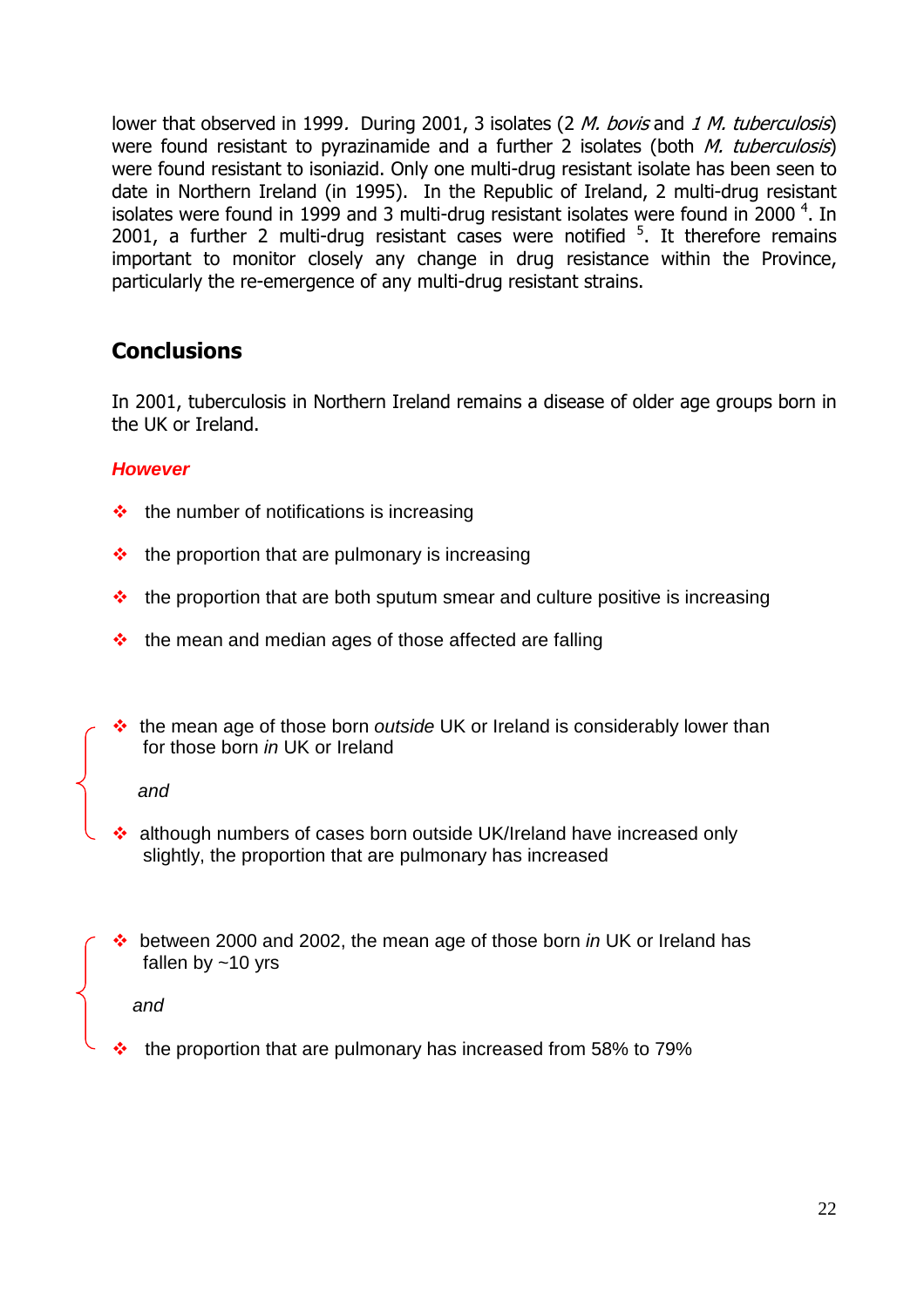lower that observed in 1999. During 2001, 3 isolates (2 *M. bovis* and *1 M. tuberculosis*) were found resistant to pyrazinamide and a further 2 isolates (both *M. tuberculosis*) were found resistant to isoniazid. Only one multi-drug resistant isolate has been seen to date in Northern Ireland (in 1995). In the Republic of Ireland, 2 multi-drug resistant isolates were found in 1999 and 3 multi-drug resistant isolates were found in 2000 [4]. In 2001, a further 2 multi-drug resistant cases were notified [5]. It therefore remains important to monitor closely any change in drug resistance within the Province, particularly the re-emergence of any multi-drug resistant strains.

## Conclusions

In 2001, tuberculosis in Northern Ireland remains a disease of older age groups born in the UK or Ireland.

***However***

- the number of notifications is increasing
- the proportion that are pulmonary is increasing
- the proportion that are both sputum smear and culture positive is increasing
- the mean and median ages of those affected are falling

- the mean age of those born *outside* UK or Ireland is considerably lower than for those born *in* UK or Ireland

  *and*

- although numbers of cases born outside UK/Ireland have increased only slightly, the proportion that are pulmonary has increased

- between 2000 and 2002, the mean age of those born *in* UK or Ireland has fallen by ~10 yrs

  *and*

- the proportion that are pulmonary has increased from 58% to 79%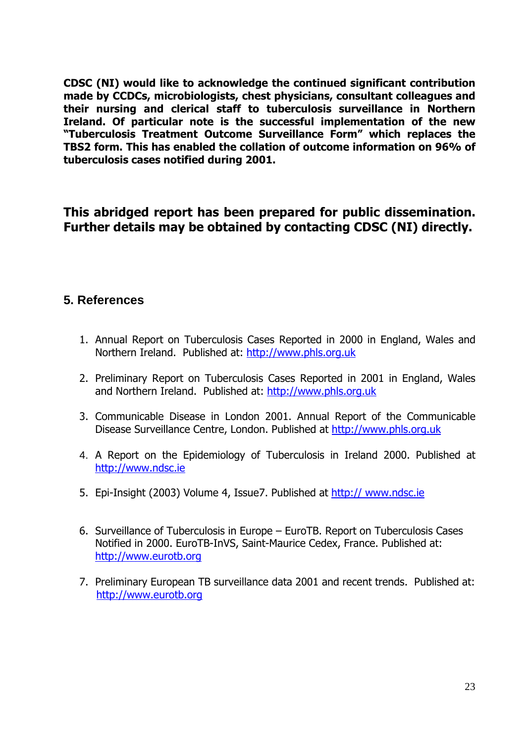**CDSC (NI) would like to acknowledge the continued significant contribution made by CCDCs, microbiologists, chest physicians, consultant colleagues and their nursing and clerical staff to tuberculosis surveillance in Northern Ireland. Of particular note is the successful implementation of the new "Tuberculosis Treatment Outcome Surveillance Form" which replaces the TBS2 form. This has enabled the collation of outcome information on 96% of tuberculosis cases notified during 2001.**

**This abridged report has been prepared for public dissemination. Further details may be obtained by contacting CDSC (NI) directly.**

## 5. References

1. Annual Report on Tuberculosis Cases Reported in 2000 in England, Wales and Northern Ireland. Published at: http://www.phls.org.uk

2. Preliminary Report on Tuberculosis Cases Reported in 2001 in England, Wales and Northern Ireland. Published at: http://www.phls.org.uk

3. Communicable Disease in London 2001. Annual Report of the Communicable Disease Surveillance Centre, London. Published at http://www.phls.org.uk

4. A Report on the Epidemiology of Tuberculosis in Ireland 2000. Published at http://www.ndsc.ie

5. Epi-Insight (2003) Volume 4, Issue7. Published at http:// www.ndsc.ie

6. Surveillance of Tuberculosis in Europe – EuroTB. Report on Tuberculosis Cases Notified in 2000. EuroTB-InVS, Saint-Maurice Cedex, France. Published at: http://www.eurotb.org

7. Preliminary European TB surveillance data 2001 and recent trends. Published at: http://www.eurotb.org